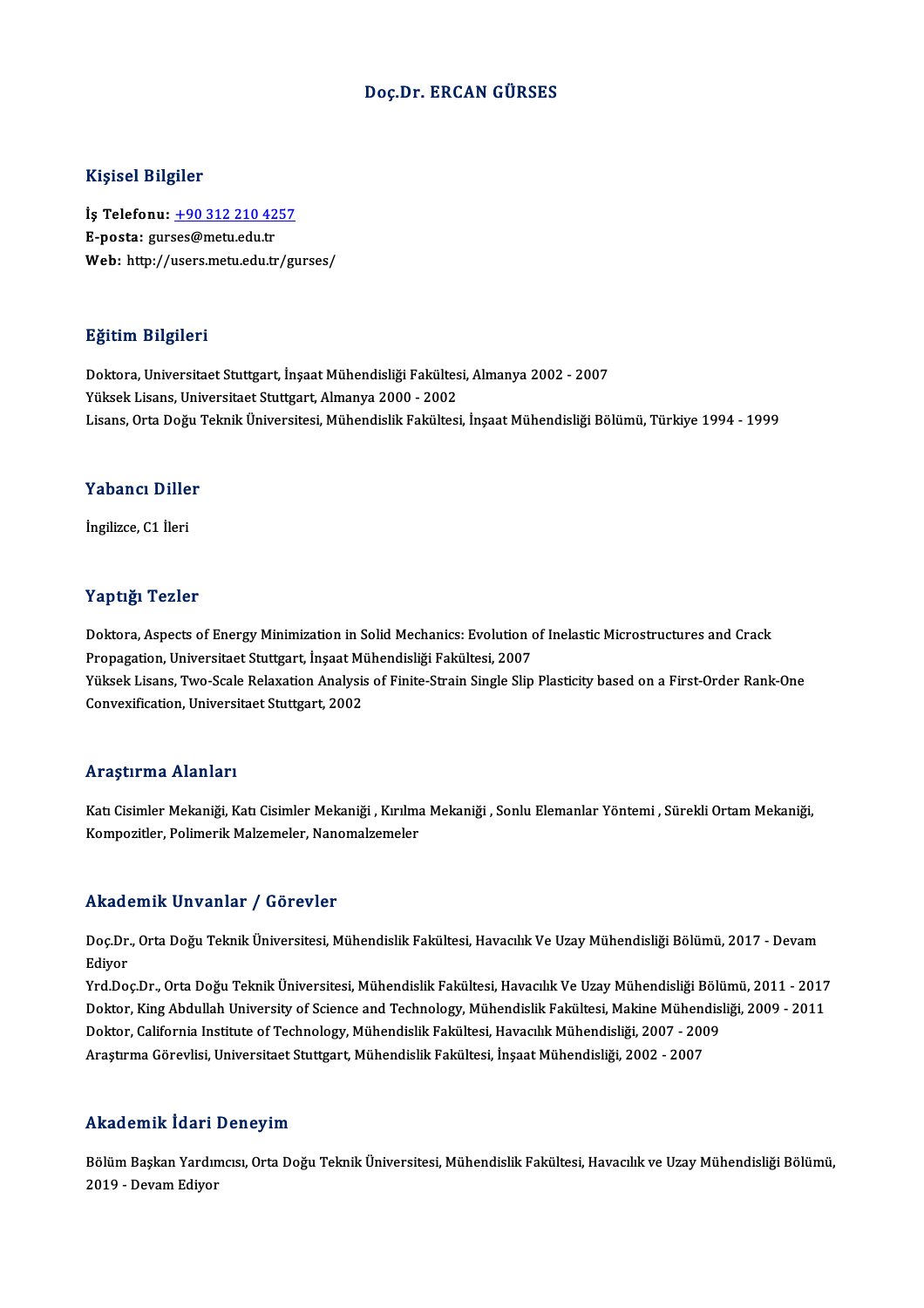# Doç.Dr. ERCAN GÜRSES

## Kişisel Bilgiler

**İş Telefonu:** +90 312 210 4257
**E-posta:** gurses@metu.edu.tr
**Web:** http://users.metu.edu.tr/gurses/

## Eğitim Bilgileri

Doktora, Universitaet Stuttgart, İnşaat Mühendisliği Fakültesi, Almanya 2002 - 2007
Yüksek Lisans, Universitaet Stuttgart, Almanya 2000 - 2002
Lisans, Orta Doğu Teknik Üniversitesi, Mühendislik Fakültesi, İnşaat Mühendisliği Bölümü, Türkiye 1994 - 1999

## Yabancı Diller

İngilizce, C1 İleri

## Yaptığı Tezler

Doktora, Aspects of Energy Minimization in Solid Mechanics: Evolution of Inelastic Microstructures and Crack Propagation, Universitaet Stuttgart, İnşaat Mühendisliği Fakültesi, 2007
Yüksek Lisans, Two-Scale Relaxation Analysis of Finite-Strain Single Slip Plasticity based on a First-Order Rank-One Convexification, Universitaet Stuttgart, 2002

## Araştırma Alanları

Katı Cisimler Mekaniği, Katı Cisimler Mekaniği , Kırılma Mekaniği , Sonlu Elemanlar Yöntemi , Sürekli Ortam Mekaniği, Kompozitler, Polimerik Malzemeler, Nanomalzemeler

## Akademik Unvanlar / Görevler

Doç.Dr., Orta Doğu Teknik Üniversitesi, Mühendislik Fakültesi, Havacılık Ve Uzay Mühendisliği Bölümü, 2017 - Devam Ediyor
Yrd.Doç.Dr., Orta Doğu Teknik Üniversitesi, Mühendislik Fakültesi, Havacılık Ve Uzay Mühendisliği Bölümü, 2011 - 2017
Doktor, King Abdullah University of Science and Technology, Mühendislik Fakültesi, Makine Mühendisliği, 2009 - 2011
Doktor, California Institute of Technology, Mühendislik Fakültesi, Havacılık Mühendisliği, 2007 - 2009
Araştırma Görevlisi, Universitaet Stuttgart, Mühendislik Fakültesi, İnşaat Mühendisliği, 2002 - 2007

## Akademik İdari Deneyim

Bölüm Başkan Yardımcısı, Orta Doğu Teknik Üniversitesi, Mühendislik Fakültesi, Havacılık ve Uzay Mühendisliği Bölümü, 2019 - Devam Ediyor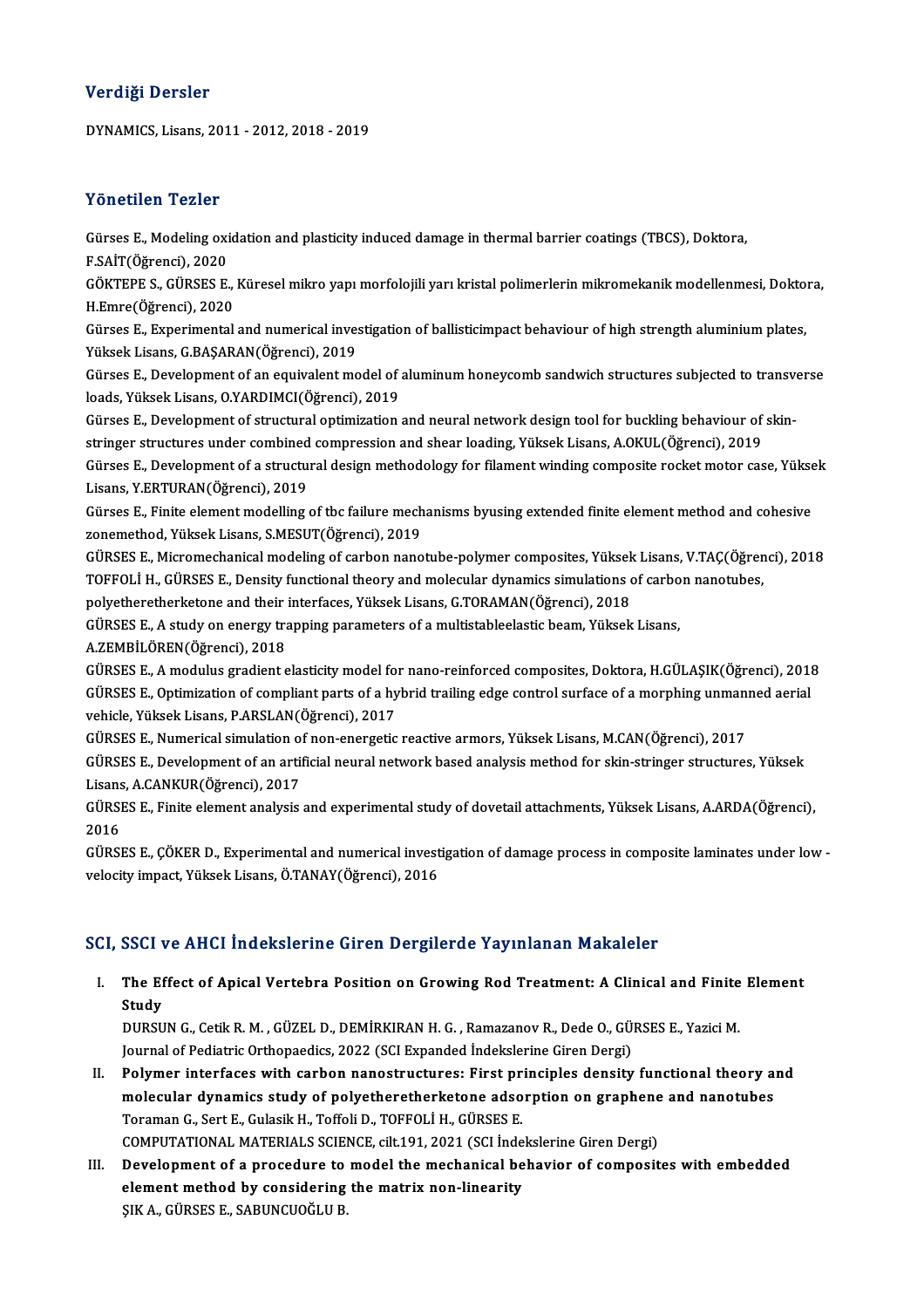## Verdiği Dersler

DYNAMICS, Lisans, 2011 - 2012, 2018 - 2019

## Yönetilen Tezler

Gürses E., Modeling oxidation and plasticity induced damage in thermal barrier coatings (TBCS), Doktora, F.SAİT(Öğrenci), 2020

GÖKTEPE S., GÜRSES E., Küresel mikro yapı morfolojili yarı kristal polimerlerin mikromekanik modellenmesi, Doktora, H.Emre(Öğrenci), 2020

Gürses E., Experimental and numerical investigation of ballisticimpact behaviour of high strength aluminium plates, Yüksek Lisans, G.BAŞARAN(Öğrenci), 2019

Gürses E., Development of an equivalent model of aluminum honeycomb sandwich structures subjected to transverse loads, Yüksek Lisans, O.YARDIMCI(Öğrenci), 2019

Gürses E., Development of structural optimization and neural network design tool for buckling behaviour of skin-stringer structures under combined compression and shear loading, Yüksek Lisans, A.OKUL(Öğrenci), 2019

Gürses E., Development of a structural design methodology for filament winding composite rocket motor case, Yüksek Lisans, Y.ERTURAN(Öğrenci), 2019

Gürses E., Finite element modelling of tbc failure mechanisms byusing extended finite element method and cohesive zonemethod, Yüksek Lisans, S.MESUT(Öğrenci), 2019

GÜRSES E., Micromechanical modeling of carbon nanotube-polymer composites, Yüksek Lisans, V.TAÇ(Öğrenci), 2018

TOFFOLİ H., GÜRSES E., Density functional theory and molecular dynamics simulations of carbon nanotubes, polyetheretherketone and their interfaces, Yüksek Lisans, G.TORAMAN(Öğrenci), 2018

GÜRSES E., A study on energy trapping parameters of a multistableelastic beam, Yüksek Lisans, A.ZEMBİLÖREN(Öğrenci), 2018

GÜRSES E., A modulus gradient elasticity model for nano-reinforced composites, Doktora, H.GÜLAŞIK(Öğrenci), 2018

GÜRSES E., Optimization of compliant parts of a hybrid trailing edge control surface of a morphing unmanned aerial vehicle, Yüksek Lisans, P.ARSLAN(Öğrenci), 2017

GÜRSES E., Numerical simulation of non-energetic reactive armors, Yüksek Lisans, M.CAN(Öğrenci), 2017

GÜRSES E., Development of an artificial neural network based analysis method for skin-stringer structures, Yüksek Lisans, A.CANKUR(Öğrenci), 2017

GÜRSES E., Finite element analysis and experimental study of dovetail attachments, Yüksek Lisans, A.ARDA(Öğrenci), 2016

GÜRSES E., ÇÖKER D., Experimental and numerical investigation of damage process in composite laminates under low - velocity impact, Yüksek Lisans, Ö.TANAY(Öğrenci), 2016

## SCI, SSCI ve AHCI İndekslerine Giren Dergilerde Yayınlanan Makaleler

I. **The Effect of Apical Vertebra Position on Growing Rod Treatment: A Clinical and Finite Element Study**
   DURSUN G., Cetik R. M. , GÜZEL D., DEMİRKIRAN H. G. , Ramazanov R., Dede O., GÜRSES E., Yazici M.
   Journal of Pediatric Orthopaedics, 2022 (SCI Expanded İndekslerine Giren Dergi)

II. **Polymer interfaces with carbon nanostructures: First principles density functional theory and molecular dynamics study of polyetheretherketone adsorption on graphene and nanotubes**
   Toraman G., Sert E., Gulasik H., Toffoli D., TOFFOLİ H., GÜRSES E.
   COMPUTATIONAL MATERIALS SCIENCE, cilt.191, 2021 (SCI İndekslerine Giren Dergi)

III. **Development of a procedure to model the mechanical behavior of composites with embedded element method by considering the matrix non-linearity**
   ŞIK A., GÜRSES E., SABUNCUOĞLU B.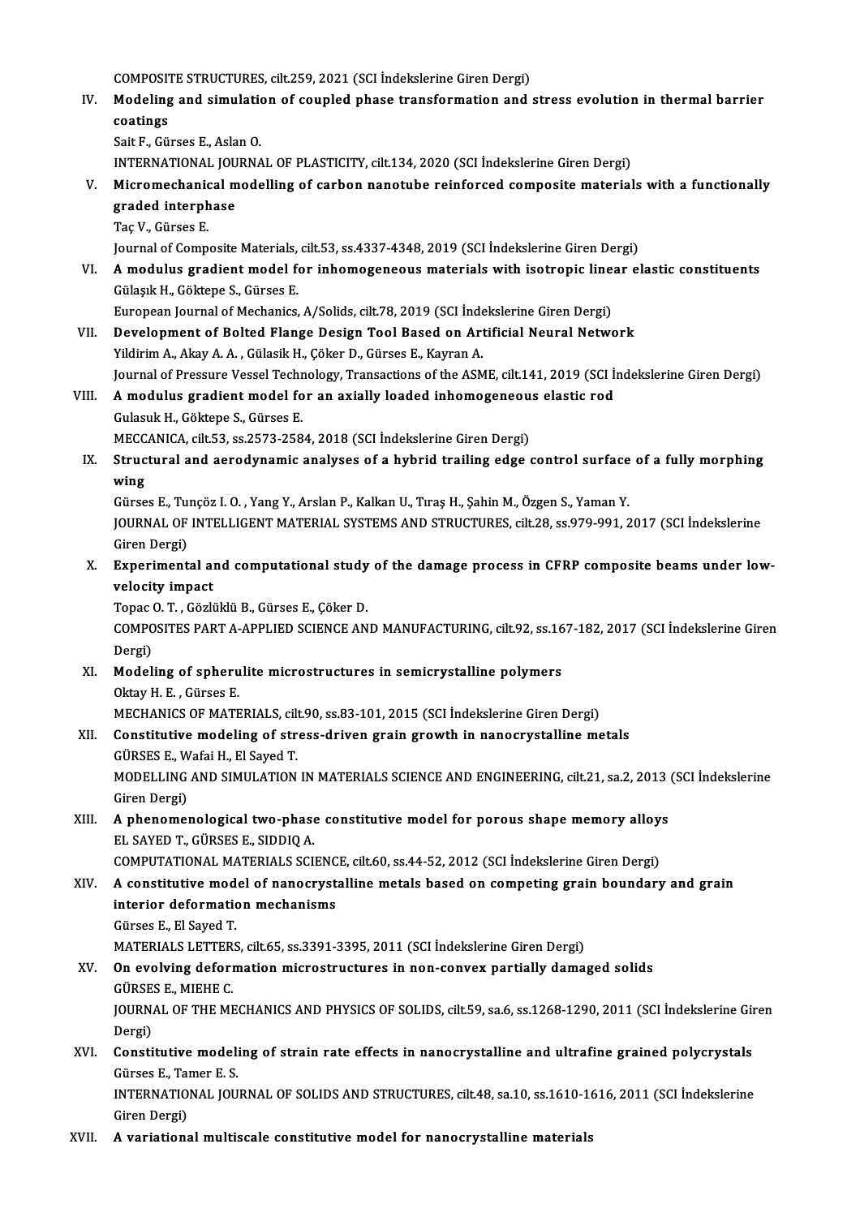COMPOSITE STRUCTURES, cilt.259, 2021 (SCI İndekslerine Giren Dergi)

IV. **Modeling and simulation of coupled phase transformation and stress evolution in thermal barrier coatings**
Sait F., Gürses E., Aslan O.
INTERNATIONAL JOURNAL OF PLASTICITY, cilt.134, 2020 (SCI İndekslerine Giren Dergi)

V. **Micromechanical modelling of carbon nanotube reinforced composite materials with a functionally graded interphase**
Taç V., Gürses E.
Journal of Composite Materials, cilt.53, ss.4337-4348, 2019 (SCI İndekslerine Giren Dergi)

VI. **A modulus gradient model for inhomogeneous materials with isotropic linear elastic constituents**
Gülaşık H., Göktepe S., Gürses E.
European Journal of Mechanics, A/Solids, cilt.78, 2019 (SCI İndekslerine Giren Dergi)

VII. **Development of Bolted Flange Design Tool Based on Artificial Neural Network**
Yildirim A., Akay A. A. , Gülasik H., Çöker D., Gürses E., Kayran A.
Journal of Pressure Vessel Technology, Transactions of the ASME, cilt.141, 2019 (SCI İndekslerine Giren Dergi)

VIII. **A modulus gradient model for an axially loaded inhomogeneous elastic rod**
Gulasuk H., Göktepe S., Gürses E.
MECCANICA, cilt.53, ss.2573-2584, 2018 (SCI İndekslerine Giren Dergi)

IX. **Structural and aerodynamic analyses of a hybrid trailing edge control surface of a fully morphing wing**
Gürses E., Tunçöz I. O. , Yang Y., Arslan P., Kalkan U., Tıraş H., Şahin M., Özgen S., Yaman Y.
JOURNAL OF INTELLIGENT MATERIAL SYSTEMS AND STRUCTURES, cilt.28, ss.979-991, 2017 (SCI İndekslerine Giren Dergi)

X. **Experimental and computational study of the damage process in CFRP composite beams under low-velocity impact**
Topac O. T. , Gözlüklü B., Gürses E., Çöker D.
COMPOSITES PART A-APPLIED SCIENCE AND MANUFACTURING, cilt.92, ss.167-182, 2017 (SCI İndekslerine Giren Dergi)

XI. **Modeling of spherulite microstructures in semicrystalline polymers**
Oktay H. E. , Gürses E.
MECHANICS OF MATERIALS, cilt.90, ss.83-101, 2015 (SCI İndekslerine Giren Dergi)

XII. **Constitutive modeling of stress-driven grain growth in nanocrystalline metals**
GÜRSES E., Wafai H., El Sayed T.
MODELLING AND SIMULATION IN MATERIALS SCIENCE AND ENGINEERING, cilt.21, sa.2, 2013 (SCI İndekslerine Giren Dergi)

XIII. **A phenomenological two-phase constitutive model for porous shape memory alloys**
EL SAYED T., GÜRSES E., SIDDIQ A.
COMPUTATIONAL MATERIALS SCIENCE, cilt.60, ss.44-52, 2012 (SCI İndekslerine Giren Dergi)

XIV. **A constitutive model of nanocrystalline metals based on competing grain boundary and grain interior deformation mechanisms**
Gürses E., El Sayed T.
MATERIALS LETTERS, cilt.65, ss.3391-3395, 2011 (SCI İndekslerine Giren Dergi)

XV. **On evolving deformation microstructures in non-convex partially damaged solids**
GÜRSES E., MIEHE C.
JOURNAL OF THE MECHANICS AND PHYSICS OF SOLIDS, cilt.59, sa.6, ss.1268-1290, 2011 (SCI İndekslerine Giren Dergi)

XVI. **Constitutive modeling of strain rate effects in nanocrystalline and ultrafine grained polycrystals**
Gürses E., Tamer E. S.
INTERNATIONAL JOURNAL OF SOLIDS AND STRUCTURES, cilt.48, sa.10, ss.1610-1616, 2011 (SCI İndekslerine Giren Dergi)

XVII. **A variational multiscale constitutive model for nanocrystalline materials**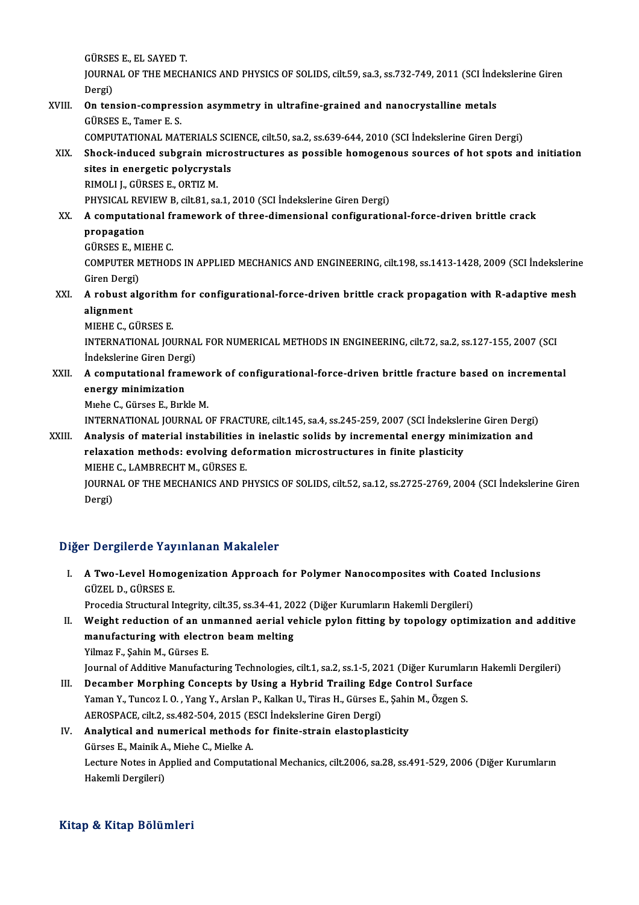GÜRSES E., EL SAYED T.
JOURNAL OF THE MECHANICS AND PHYSICS OF SOLIDS, cilt.59, sa.3, ss.732-749, 2011 (SCI İndekslerine Giren Dergi)

XVIII. **On tension-compression asymmetry in ultrafine-grained and nanocrystalline metals**
GÜRSES E., Tamer E. S.
COMPUTATIONAL MATERIALS SCIENCE, cilt.50, sa.2, ss.639-644, 2010 (SCI İndekslerine Giren Dergi)

XIX. **Shock-induced subgrain microstructures as possible homogenous sources of hot spots and initiation sites in energetic polycrystals**
RIMOLI J., GÜRSES E., ORTIZ M.
PHYSICAL REVIEW B, cilt.81, sa.1, 2010 (SCI İndekslerine Giren Dergi)

XX. **A computational framework of three-dimensional configurational-force-driven brittle crack propagation**
GÜRSES E., MIEHE C.
COMPUTER METHODS IN APPLIED MECHANICS AND ENGINEERING, cilt.198, ss.1413-1428, 2009 (SCI İndekslerine Giren Dergi)

XXI. **A robust algorithm for configurational-force-driven brittle crack propagation with R-adaptive mesh alignment**
MIEHE C., GÜRSES E.
INTERNATIONAL JOURNAL FOR NUMERICAL METHODS IN ENGINEERING, cilt.72, sa.2, ss.127-155, 2007 (SCI İndekslerine Giren Dergi)

XXII. **A computational framework of configurational-force-driven brittle fracture based on incremental energy minimization**
Mıehe C., Gürses E., Bırkle M.
INTERNATIONAL JOURNAL OF FRACTURE, cilt.145, sa.4, ss.245-259, 2007 (SCI İndekslerine Giren Dergi)

XXIII. **Analysis of material instabilities in inelastic solids by incremental energy minimization and relaxation methods: evolving deformation microstructures in finite plasticity**
MIEHE C., LAMBRECHT M., GÜRSES E.
JOURNAL OF THE MECHANICS AND PHYSICS OF SOLIDS, cilt.52, sa.12, ss.2725-2769, 2004 (SCI İndekslerine Giren Dergi)

## Diğer Dergilerde Yayınlanan Makaleler

I. **A Two-Level Homogenization Approach for Polymer Nanocomposites with Coated Inclusions**
GÜZEL D., GÜRSES E.
Procedia Structural Integrity, cilt.35, ss.34-41, 2022 (Diğer Kurumların Hakemli Dergileri)

II. **Weight reduction of an unmanned aerial vehicle pylon fitting by topology optimization and additive manufacturing with electron beam melting**
Yilmaz F., Şahin M., Gürses E.
Journal of Additive Manufacturing Technologies, cilt.1, sa.2, ss.1-5, 2021 (Diğer Kurumların Hakemli Dergileri)

III. **Decamber Morphing Concepts by Using a Hybrid Trailing Edge Control Surface**
Yaman Y., Tuncoz I. O. , Yang Y., Arslan P., Kalkan U., Tiras H., Gürses E., Şahin M., Özgen S.
AEROSPACE, cilt.2, ss.482-504, 2015 (ESCI İndekslerine Giren Dergi)

IV. **Analytical and numerical methods for finite-strain elastoplasticity**
Gürses E., Mainik A., Miehe C., Mielke A.
Lecture Notes in Applied and Computational Mechanics, cilt.2006, sa.28, ss.491-529, 2006 (Diğer Kurumların Hakemli Dergileri)

## Kitap & Kitap Bölümleri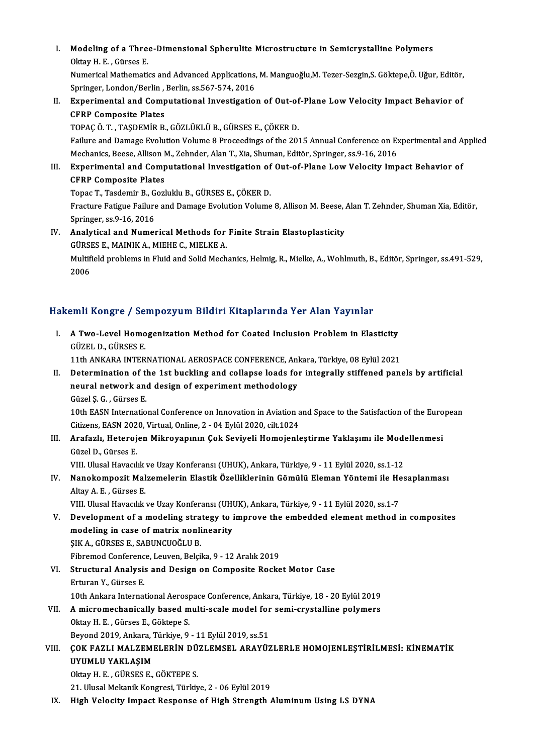I. **Modeling of a Three-Dimensional Spherulite Microstructure in Semicrystalline Polymers**
   Oktay H. E. , Gürses E.
   Numerical Mathematics and Advanced Applications, M. Manguoğlu,M. Tezer-Sezgin,S. Göktepe,Ö. Uğur, Editör, Springer, London/Berlin , Berlin, ss.567-574, 2016

II. **Experimental and Computational Investigation of Out-of-Plane Low Velocity Impact Behavior of CFRP Composite Plates**
   TOPAÇ Ö. T. , TAŞDEMİR B., GÖZLÜKLÜ B., GÜRSES E., ÇÖKER D.
   Failure and Damage Evolution Volume 8 Proceedings of the 2015 Annual Conference on Experimental and Applied Mechanics, Beese, Allison M., Zehnder, Alan T., Xia, Shuman, Editör, Springer, ss.9-16, 2016

III. **Experimental and Computational Investigation of Out-of-Plane Low Velocity Impact Behavior of CFRP Composite Plates**
   Topac T., Tasdemir B., Gozluklu B., GÜRSES E., ÇÖKER D.
   Fracture Fatigue Failure and Damage Evolution Volume 8, Allison M. Beese, Alan T. Zehnder, Shuman Xia, Editör, Springer, ss.9-16, 2016

IV. **Analytical and Numerical Methods for Finite Strain Elastoplasticity**
   GÜRSES E., MAINIK A., MIEHE C., MIELKE A.
   Multifield problems in Fluid and Solid Mechanics, Helmig, R., Mielke, A., Wohlmuth, B., Editör, Springer, ss.491-529, 2006

## Hakemli Kongre / Sempozyum Bildiri Kitaplarında Yer Alan Yayınlar

I. **A Two-Level Homogenization Method for Coated Inclusion Problem in Elasticity**
   GÜZEL D., GÜRSES E.
   11th ANKARA INTERNATIONAL AEROSPACE CONFERENCE, Ankara, Türkiye, 08 Eylül 2021

II. **Determination of the 1st buckling and collapse loads for integrally stiffened panels by artificial neural network and design of experiment methodology**
   Güzel Ş. G. , Gürses E.
   10th EASN International Conference on Innovation in Aviation and Space to the Satisfaction of the European Citizens, EASN 2020, Virtual, Online, 2 - 04 Eylül 2020, cilt.1024

III. **Arafazlı, Heterojen Mikroyapının Çok Seviyeli Homojenleştirme Yaklaşımı ile Modellenmesi**
   Güzel D., Gürses E.
   VIII. Ulusal Havacılık ve Uzay Konferansı (UHUK), Ankara, Türkiye, 9 - 11 Eylül 2020, ss.1-12

IV. **Nanokompozit Malzemelerin Elastik Özelliklerinin Gömülü Eleman Yöntemi ile Hesaplanması**
   Altay A. E. , Gürses E.
   VIII. Ulusal Havacılık ve Uzay Konferansı (UHUK), Ankara, Türkiye, 9 - 11 Eylül 2020, ss.1-7

V. **Development of a modeling strategy to improve the embedded element method in composites modeling in case of matrix nonlinearity**
   ŞIK A., GÜRSES E., SABUNCUOĞLU B.
   Fibremod Conference, Leuven, Belçika, 9 - 12 Aralık 2019

VI. **Structural Analysis and Design on Composite Rocket Motor Case**
   Erturan Y., Gürses E.
   10th Ankara International Aerospace Conference, Ankara, Türkiye, 18 - 20 Eylül 2019

VII. **A micromechanically based multi-scale model for semi-crystalline polymers**
   Oktay H. E. , Gürses E., Göktepe S.
   Beyond 2019, Ankara, Türkiye, 9 - 11 Eylül 2019, ss.51

VIII. **ÇOK FAZLI MALZEMELERİN DÜZLEMSEL ARAYÜZLERLE HOMOJENLEŞTİRİLMESİ: KİNEMATİK UYUMLU YAKLAŞIM**
   Oktay H. E. , GÜRSES E., GÖKTEPE S.
   21. Ulusal Mekanik Kongresi, Türkiye, 2 - 06 Eylül 2019

IX. **High Velocity Impact Response of High Strength Aluminum Using LS DYNA**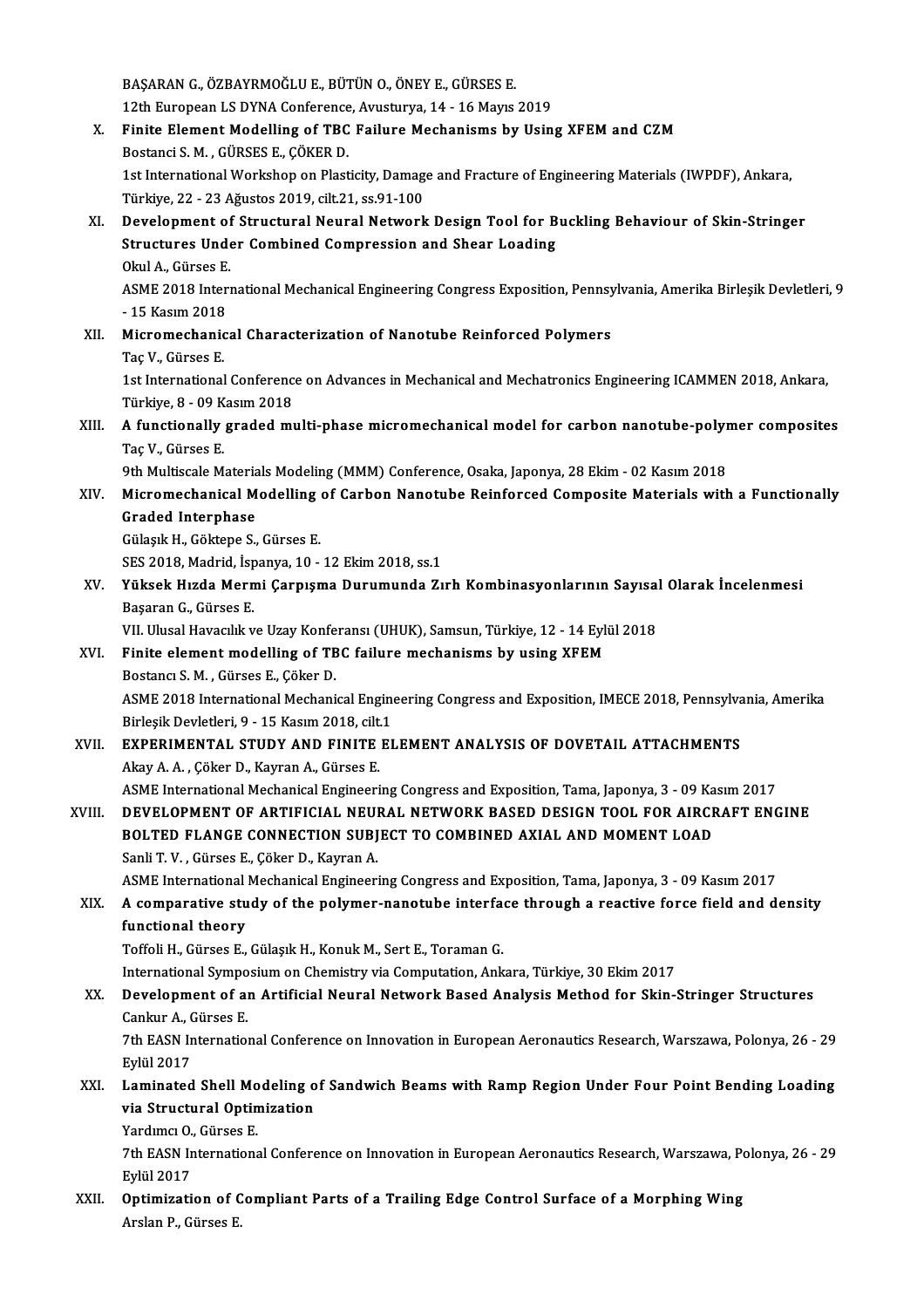BAŞARAN G., ÖZBAYRMOĞLU E., BÜTÜN O., ÖNEY E., GÜRSES E.
12th European LS DYNA Conference, Avusturya, 14 - 16 Mayıs 2019

X. **Finite Element Modelling of TBC Failure Mechanisms by Using XFEM and CZM**
Bostanci S. M. , GÜRSES E., ÇÖKER D.
1st International Workshop on Plasticity, Damage and Fracture of Engineering Materials (IWPDF), Ankara, Türkiye, 22 - 23 Ağustos 2019, cilt.21, ss.91-100

XI. **Development of Structural Neural Network Design Tool for Buckling Behaviour of Skin-Stringer Structures Under Combined Compression and Shear Loading**
Okul A., Gürses E.
ASME 2018 International Mechanical Engineering Congress Exposition, Pennsylvania, Amerika Birleşik Devletleri, 9 - 15 Kasım 2018

XII. **Micromechanical Characterization of Nanotube Reinforced Polymers**
Taç V., Gürses E.
1st International Conference on Advances in Mechanical and Mechatronics Engineering ICAMMEN 2018, Ankara, Türkiye, 8 - 09 Kasım 2018

XIII. **A functionally graded multi-phase micromechanical model for carbon nanotube-polymer composites**
Taç V., Gürses E.
9th Multiscale Materials Modeling (MMM) Conference, Osaka, Japonya, 28 Ekim - 02 Kasım 2018

XIV. **Micromechanical Modelling of Carbon Nanotube Reinforced Composite Materials with a Functionally Graded Interphase**
Gülaşık H., Göktepe S., Gürses E.
SES 2018, Madrid, İspanya, 10 - 12 Ekim 2018, ss.1

XV. **Yüksek Hızda Mermi Çarpışma Durumunda Zırh Kombinasyonlarının Sayısal Olarak İncelenmesi**
Başaran G., Gürses E.
VII. Ulusal Havacılık ve Uzay Konferansı (UHUK), Samsun, Türkiye, 12 - 14 Eylül 2018

XVI. **Finite element modelling of TBC failure mechanisms by using XFEM**
Bostancı S. M. , Gürses E., Çöker D.
ASME 2018 International Mechanical Engineering Congress and Exposition, IMECE 2018, Pennsylvania, Amerika Birleşik Devletleri, 9 - 15 Kasım 2018, cilt.1

XVII. **EXPERIMENTAL STUDY AND FINITE ELEMENT ANALYSIS OF DOVETAIL ATTACHMENTS**
Akay A. A. , Çöker D., Kayran A., Gürses E.
ASME International Mechanical Engineering Congress and Exposition, Tama, Japonya, 3 - 09 Kasım 2017

XVIII. **DEVELOPMENT OF ARTIFICIAL NEURAL NETWORK BASED DESIGN TOOL FOR AIRCRAFT ENGINE BOLTED FLANGE CONNECTION SUBJECT TO COMBINED AXIAL AND MOMENT LOAD**
Sanli T. V. , Gürses E., Çöker D., Kayran A.
ASME International Mechanical Engineering Congress and Exposition, Tama, Japonya, 3 - 09 Kasım 2017

XIX. **A comparative study of the polymer-nanotube interface through a reactive force field and density functional theory**
Toffoli H., Gürses E., Gülaşık H., Konuk M., Sert E., Toraman G.
International Symposium on Chemistry via Computation, Ankara, Türkiye, 30 Ekim 2017

XX. **Development of an Artificial Neural Network Based Analysis Method for Skin-Stringer Structures**
Cankur A., Gürses E.
7th EASN International Conference on Innovation in European Aeronautics Research, Warszawa, Polonya, 26 - 29 Eylül 2017

XXI. **Laminated Shell Modeling of Sandwich Beams with Ramp Region Under Four Point Bending Loading via Structural Optimization**
Yardımcı O., Gürses E.
7th EASN International Conference on Innovation in European Aeronautics Research, Warszawa, Polonya, 26 - 29 Eylül 2017

XXII. **Optimization of Compliant Parts of a Trailing Edge Control Surface of a Morphing Wing**
Arslan P., Gürses E.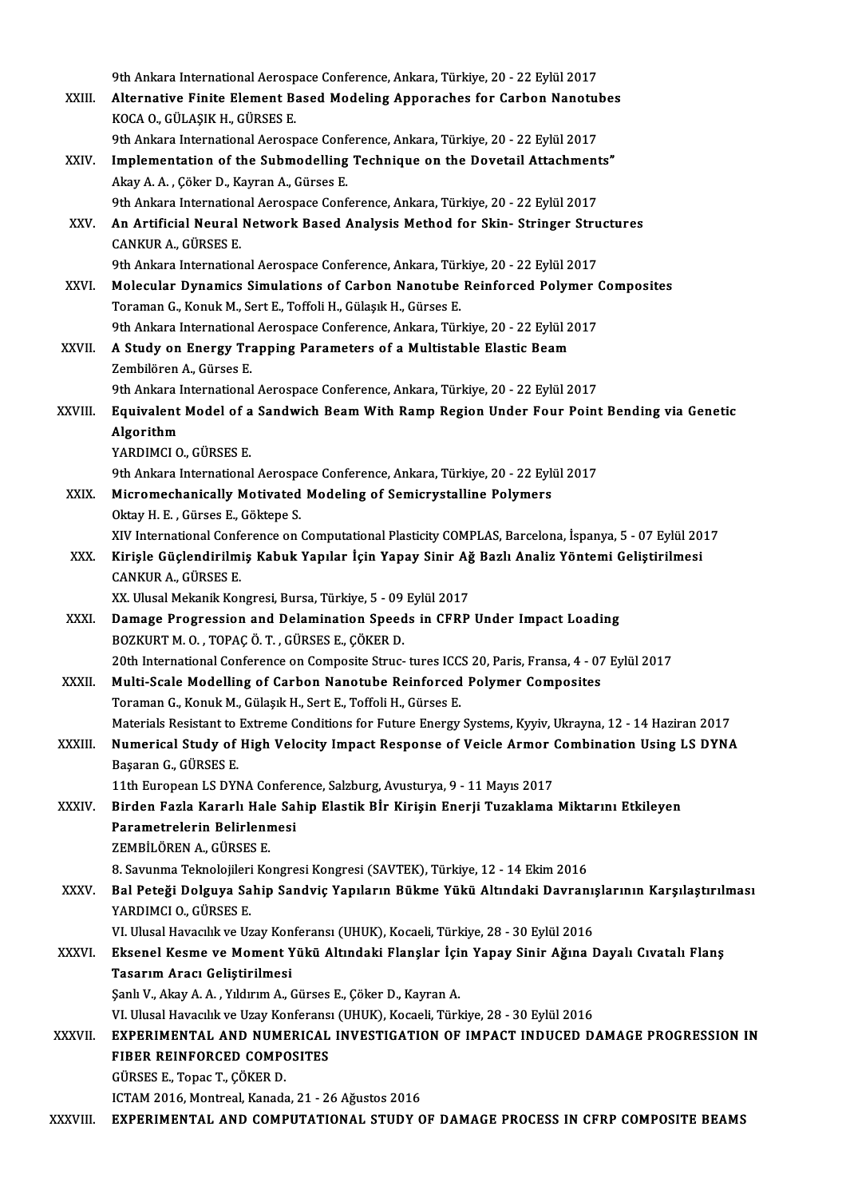9th Ankara International Aerospace Conference, Ankara, Türkiye, 20 - 22 Eylül 2017

XXIII. **Alternative Finite Element Based Modeling Apporaches for Carbon Nanotubes**
KOCA O., GÜLAŞIK H., GÜRSES E.
9th Ankara International Aerospace Conference, Ankara, Türkiye, 20 - 22 Eylül 2017

XXIV. **Implementation of the Submodelling Technique on the Dovetail Attachments"**
Akay A. A. , Çöker D., Kayran A., Gürses E.
9th Ankara International Aerospace Conference, Ankara, Türkiye, 20 - 22 Eylül 2017

XXV. **An Artificial Neural Network Based Analysis Method for Skin- Stringer Structures**
CANKUR A., GÜRSES E.
9th Ankara International Aerospace Conference, Ankara, Türkiye, 20 - 22 Eylül 2017

XXVI. **Molecular Dynamics Simulations of Carbon Nanotube Reinforced Polymer Composites**
Toraman G., Konuk M., Sert E., Toffoli H., Gülaşık H., Gürses E.
9th Ankara International Aerospace Conference, Ankara, Türkiye, 20 - 22 Eylül 2017

XXVII. **A Study on Energy Trapping Parameters of a Multistable Elastic Beam**
Zembilören A., Gürses E.
9th Ankara International Aerospace Conference, Ankara, Türkiye, 20 - 22 Eylül 2017

XXVIII. **Equivalent Model of a Sandwich Beam With Ramp Region Under Four Point Bending via Genetic Algorithm**
YARDIMCI O., GÜRSES E.
9th Ankara International Aerospace Conference, Ankara, Türkiye, 20 - 22 Eylül 2017

XXIX. **Micromechanically Motivated Modeling of Semicrystalline Polymers**
Oktay H. E. , Gürses E., Göktepe S.
XIV International Conference on Computational Plasticity COMPLAS, Barcelona, İspanya, 5 - 07 Eylül 2017

XXX. **Kirişle Güçlendirilmiş Kabuk Yapılar İçin Yapay Sinir Ağ Bazlı Analiz Yöntemi Geliştirilmesi**
CANKUR A., GÜRSES E.
XX. Ulusal Mekanik Kongresi, Bursa, Türkiye, 5 - 09 Eylül 2017

XXXI. **Damage Progression and Delamination Speeds in CFRP Under Impact Loading**
BOZKURT M. O. , TOPAÇ Ö. T. , GÜRSES E., ÇÖKER D.
20th International Conference on Composite Struc- tures ICCS 20, Paris, Fransa, 4 - 07 Eylül 2017

XXXII. **Multi-Scale Modelling of Carbon Nanotube Reinforced Polymer Composites**
Toraman G., Konuk M., Gülaşık H., Sert E., Toffoli H., Gürses E.
Materials Resistant to Extreme Conditions for Future Energy Systems, Kyyiv, Ukrayna, 12 - 14 Haziran 2017

XXXIII. **Numerical Study of High Velocity Impact Response of Veicle Armor Combination Using LS DYNA**
Başaran G., GÜRSES E.
11th European LS DYNA Conference, Salzburg, Avusturya, 9 - 11 Mayıs 2017

XXXIV. **Birden Fazla Kararlı Hale Sahip Elastik Bİr Kirişin Enerji Tuzaklama Miktarını Etkileyen Parametrelerin Belirlenmesi**
ZEMBİLÖREN A., GÜRSES E.
8. Savunma Teknolojileri Kongresi Kongresi (SAVTEK), Türkiye, 12 - 14 Ekim 2016

XXXV. **Bal Peteği Dolguya Sahip Sandviç Yapıların Bükme Yükü Altındaki Davranışlarının Karşılaştırılması**
YARDIMCI O., GÜRSES E.
VI. Ulusal Havacılık ve Uzay Konferansı (UHUK), Kocaeli, Türkiye, 28 - 30 Eylül 2016

XXXVI. **Eksenel Kesme ve Moment Yükü Altındaki Flanşlar İçin Yapay Sinir Ağına Dayalı Cıvatalı Flanş Tasarım Aracı Geliştirilmesi**
Şanlı V., Akay A. A. , Yıldırım A., Gürses E., Çöker D., Kayran A.
VI. Ulusal Havacılık ve Uzay Konferansı (UHUK), Kocaeli, Türkiye, 28 - 30 Eylül 2016

XXXVII. **EXPERIMENTAL AND NUMERICAL INVESTIGATION OF IMPACT INDUCED DAMAGE PROGRESSION IN FIBER REINFORCED COMPOSITES**
GÜRSES E., Topac T., ÇÖKER D.
ICTAM 2016, Montreal, Kanada, 21 - 26 Ağustos 2016

XXXVIII. **EXPERIMENTAL AND COMPUTATIONAL STUDY OF DAMAGE PROCESS IN CFRP COMPOSITE BEAMS**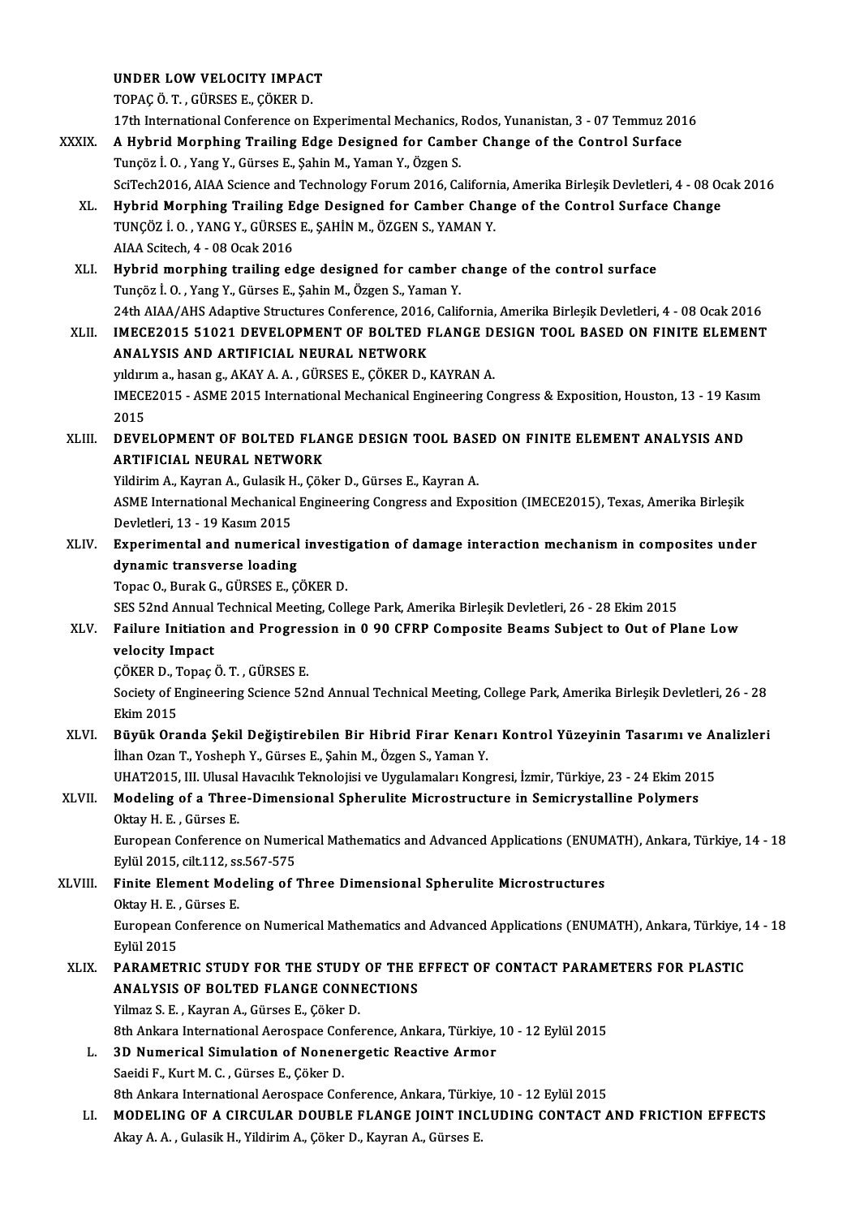UNDER LOW VELOCITY IMPACT
TOPAÇ Ö. T. , GÜRSES E., ÇÖKER D.
17th International Conference on Experimental Mechanics, Rodos, Yunanistan, 3 - 07 Temmuz 2016

XXXIX. **A Hybrid Morphing Trailing Edge Designed for Camber Change of the Control Surface**
Tunçöz İ. O. , Yang Y., Gürses E., Şahin M., Yaman Y., Özgen S.
SciTech2016, AIAA Science and Technology Forum 2016, California, Amerika Birleşik Devletleri, 4 - 08 Ocak 2016

XL. **Hybrid Morphing Trailing Edge Designed for Camber Change of the Control Surface Change**
TUNÇÖZ İ. O. , YANG Y., GÜRSES E., ŞAHİN M., ÖZGEN S., YAMAN Y.
AIAA Scitech, 4 - 08 Ocak 2016

XLI. **Hybrid morphing trailing edge designed for camber change of the control surface**
Tunçöz İ. O. , Yang Y., Gürses E., Şahin M., Özgen S., Yaman Y.
24th AIAA/AHS Adaptive Structures Conference, 2016, California, Amerika Birleşik Devletleri, 4 - 08 Ocak 2016

XLII. **IMECE2015 51021 DEVELOPMENT OF BOLTED FLANGE DESIGN TOOL BASED ON FINITE ELEMENT ANALYSIS AND ARTIFICIAL NEURAL NETWORK**
yıldırım a., hasan g., AKAY A. A. , GÜRSES E., ÇÖKER D., KAYRAN A.
IMECE2015 - ASME 2015 International Mechanical Engineering Congress & Exposition, Houston, 13 - 19 Kasım 2015

XLIII. **DEVELOPMENT OF BOLTED FLANGE DESIGN TOOL BASED ON FINITE ELEMENT ANALYSIS AND ARTIFICIAL NEURAL NETWORK**
Yildirim A., Kayran A., Gulasik H., Çöker D., Gürses E., Kayran A.
ASME International Mechanical Engineering Congress and Exposition (IMECE2015), Texas, Amerika Birleşik Devletleri, 13 - 19 Kasım 2015

XLIV. **Experimental and numerical investigation of damage interaction mechanism in composites under dynamic transverse loading**
Topac O., Burak G., GÜRSES E., ÇÖKER D.
SES 52nd Annual Technical Meeting, College Park, Amerika Birleşik Devletleri, 26 - 28 Ekim 2015

XLV. **Failure Initiation and Progression in 0 90 CFRP Composite Beams Subject to Out of Plane Low velocity Impact**
ÇÖKER D., Topaç Ö. T. , GÜRSES E.
Society of Engineering Science 52nd Annual Technical Meeting, College Park, Amerika Birleşik Devletleri, 26 - 28 Ekim 2015

XLVI. **Büyük Oranda Şekil Değiştirebilen Bir Hibrid Firar Kenarı Kontrol Yüzeyinin Tasarımı ve Analizleri**
İlhan Ozan T., Yosheph Y., Gürses E., Şahin M., Özgen S., Yaman Y.
UHAT2015, III. Ulusal Havacılık Teknolojisi ve Uygulamaları Kongresi, İzmir, Türkiye, 23 - 24 Ekim 2015

XLVII. **Modeling of a Three-Dimensional Spherulite Microstructure in Semicrystalline Polymers**
Oktay H. E. , Gürses E.
European Conference on Numerical Mathematics and Advanced Applications (ENUMATH), Ankara, Türkiye, 14 - 18 Eylül 2015, cilt.112, ss.567-575

XLVIII. **Finite Element Modeling of Three Dimensional Spherulite Microstructures**
Oktay H. E. , Gürses E.
European Conference on Numerical Mathematics and Advanced Applications (ENUMATH), Ankara, Türkiye, 14 - 18 Eylül 2015

XLIX. **PARAMETRIC STUDY FOR THE STUDY OF THE EFFECT OF CONTACT PARAMETERS FOR PLASTIC ANALYSIS OF BOLTED FLANGE CONNECTIONS**
Yilmaz S. E. , Kayran A., Gürses E., Çöker D.
8th Ankara International Aerospace Conference, Ankara, Türkiye, 10 - 12 Eylül 2015

L. **3D Numerical Simulation of Nonenergetic Reactive Armor**
Saeidi F., Kurt M. C. , Gürses E., Çöker D.
8th Ankara International Aerospace Conference, Ankara, Türkiye, 10 - 12 Eylül 2015

LI. **MODELING OF A CIRCULAR DOUBLE FLANGE JOINT INCLUDING CONTACT AND FRICTION EFFECTS**
Akay A. A. , Gulasik H., Yildirim A., Çöker D., Kayran A., Gürses E.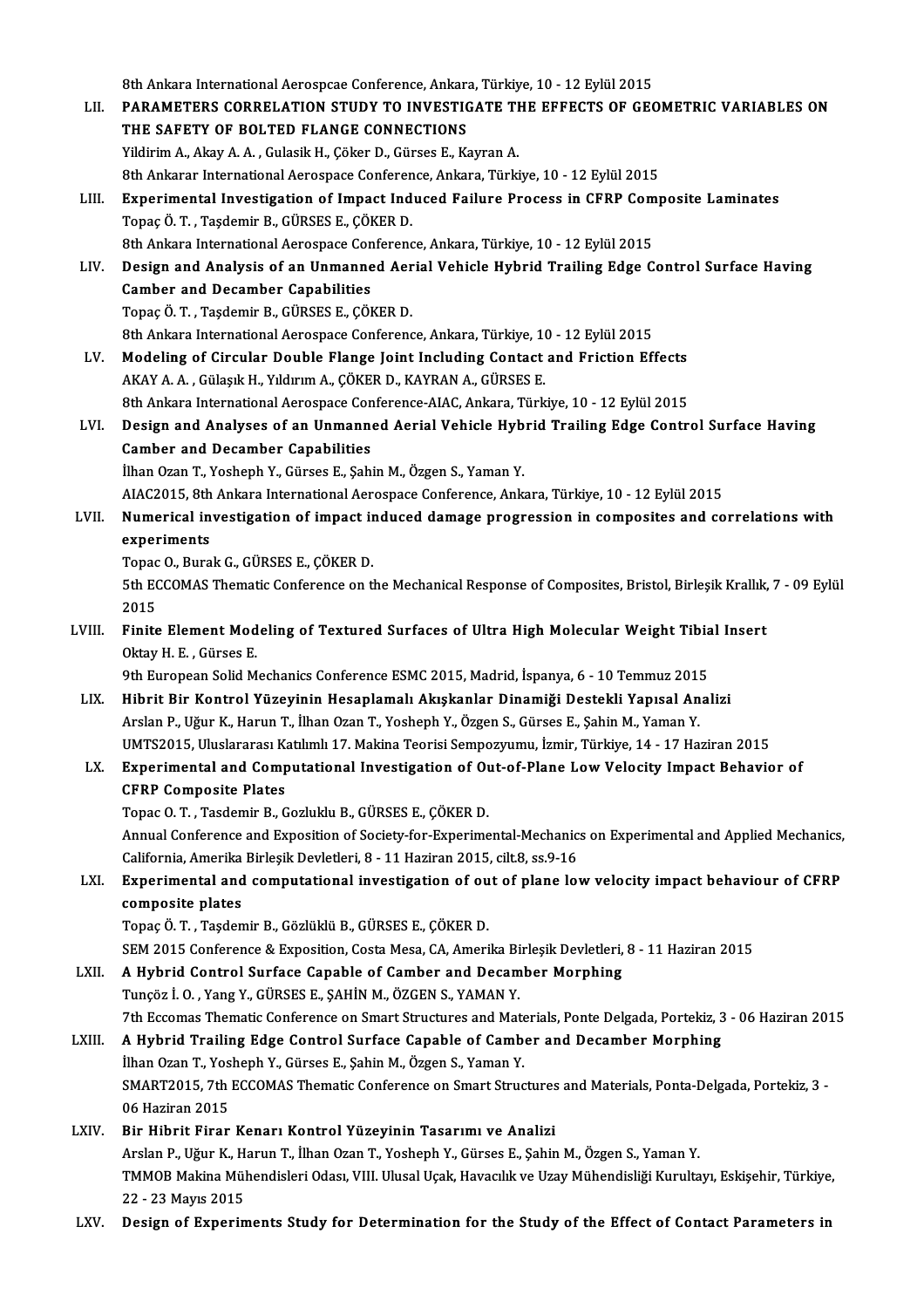8th Ankara International Aerospcae Conference, Ankara, Türkiye, 10 - 12 Eylül 2015

LII. **PARAMETERS CORRELATION STUDY TO INVESTIGATE THE EFFECTS OF GEOMETRIC VARIABLES ON THE SAFETY OF BOLTED FLANGE CONNECTIONS**
Yildirim A., Akay A. A. , Gulasik H., Çöker D., Gürses E., Kayran A.
8th Ankarar International Aerospace Conference, Ankara, Türkiye, 10 - 12 Eylül 2015

LIII. **Experimental Investigation of Impact Induced Failure Process in CFRP Composite Laminates**
Topaç Ö. T. , Taşdemir B., GÜRSES E., ÇÖKER D.
8th Ankara International Aerospace Conference, Ankara, Türkiye, 10 - 12 Eylül 2015

LIV. **Design and Analysis of an Unmanned Aerial Vehicle Hybrid Trailing Edge Control Surface Having Camber and Decamber Capabilities**
Topaç Ö. T. , Taşdemir B., GÜRSES E., ÇÖKER D.
8th Ankara International Aerospace Conference, Ankara, Türkiye, 10 - 12 Eylül 2015

LV. **Modeling of Circular Double Flange Joint Including Contact and Friction Effects**
AKAY A. A. , Gülaşık H., Yıldırım A., ÇÖKER D., KAYRAN A., GÜRSES E.
8th Ankara International Aerospace Conference-AIAC, Ankara, Türkiye, 10 - 12 Eylül 2015

LVI. **Design and Analyses of an Unmanned Aerial Vehicle Hybrid Trailing Edge Control Surface Having Camber and Decamber Capabilities**
İlhan Ozan T., Yosheph Y., Gürses E., Şahin M., Özgen S., Yaman Y.
AIAC2015, 8th Ankara International Aerospace Conference, Ankara, Türkiye, 10 - 12 Eylül 2015

LVII. **Numerical investigation of impact induced damage progression in composites and correlations with experiments**
Topac O., Burak G., GÜRSES E., ÇÖKER D.
5th ECCOMAS Thematic Conference on the Mechanical Response of Composites, Bristol, Birleşik Krallık, 7 - 09 Eylül 2015

LVIII. **Finite Element Modeling of Textured Surfaces of Ultra High Molecular Weight Tibial Insert**
Oktay H. E. , Gürses E.
9th European Solid Mechanics Conference ESMC 2015, Madrid, İspanya, 6 - 10 Temmuz 2015

LIX. **Hibrit Bir Kontrol Yüzeyinin Hesaplamalı Akışkanlar Dinamiği Destekli Yapısal Analizi**
Arslan P., Uğur K., Harun T., İlhan Ozan T., Yosheph Y., Özgen S., Gürses E., Şahin M., Yaman Y.
UMTS2015, Uluslararası Katılımlı 17. Makina Teorisi Sempozyumu, İzmir, Türkiye, 14 - 17 Haziran 2015

LX. **Experimental and Computational Investigation of Out-of-Plane Low Velocity Impact Behavior of CFRP Composite Plates**
Topac O. T. , Tasdemir B., Gozluklu B., GÜRSES E., ÇÖKER D.
Annual Conference and Exposition of Society-for-Experimental-Mechanics on Experimental and Applied Mechanics, California, Amerika Birleşik Devletleri, 8 - 11 Haziran 2015, cilt.8, ss.9-16

LXI. **Experimental and computational investigation of out of plane low velocity impact behaviour of CFRP composite plates**
Topaç Ö. T. , Taşdemir B., Gözlüklü B., GÜRSES E., ÇÖKER D.
SEM 2015 Conference & Exposition, Costa Mesa, CA, Amerika Birleşik Devletleri, 8 - 11 Haziran 2015

LXII. **A Hybrid Control Surface Capable of Camber and Decamber Morphing**
Tunçöz İ. O. , Yang Y., GÜRSES E., ŞAHİN M., ÖZGEN S., YAMAN Y.
7th Eccomas Thematic Conference on Smart Structures and Materials, Ponte Delgada, Portekiz, 3 - 06 Haziran 2015

LXIII. **A Hybrid Trailing Edge Control Surface Capable of Camber and Decamber Morphing**
İlhan Ozan T., Yosheph Y., Gürses E., Şahin M., Özgen S., Yaman Y.
SMART2015, 7th ECCOMAS Thematic Conference on Smart Structures and Materials, Ponta-Delgada, Portekiz, 3 - 06 Haziran 2015

LXIV. **Bir Hibrit Firar Kenarı Kontrol Yüzeyinin Tasarımı ve Analizi**
Arslan P., Uğur K., Harun T., İlhan Ozan T., Yosheph Y., Gürses E., Şahin M., Özgen S., Yaman Y.
TMMOB Makina Mühendisleri Odası, VIII. Ulusal Uçak, Havacılık ve Uzay Mühendisliği Kurultayı, Eskişehir, Türkiye, 22 - 23 Mayıs 2015

LXV. **Design of Experiments Study for Determination for the Study of the Effect of Contact Parameters in**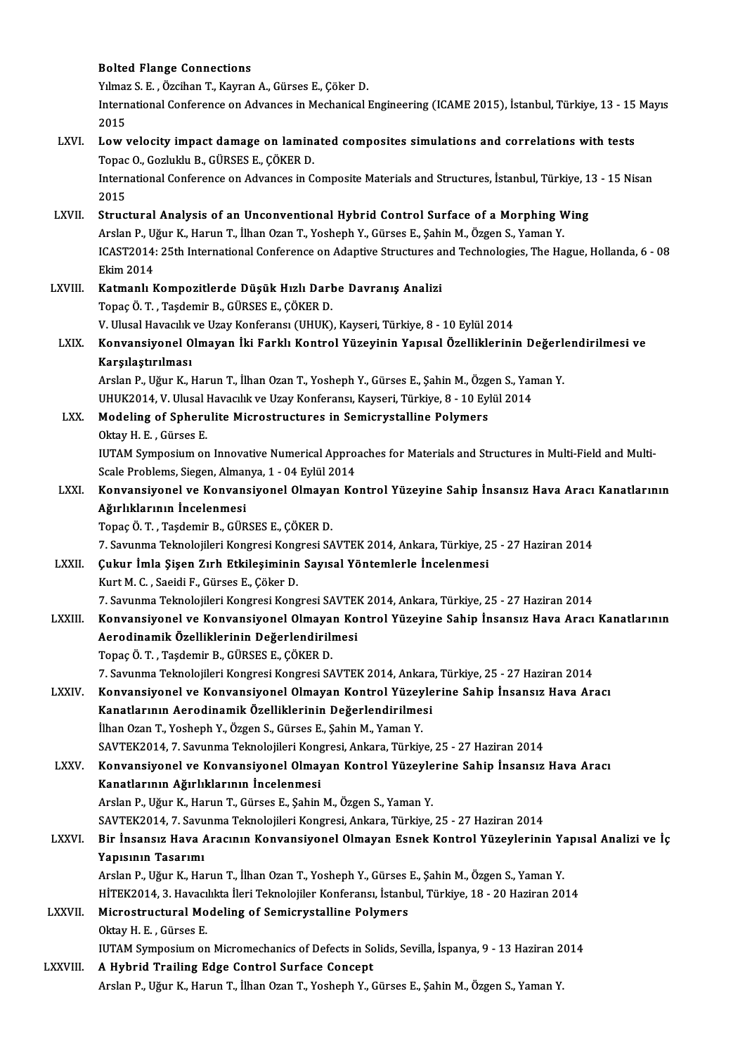**Bolted Flange Connections**
Yılmaz S. E. , Özcihan T., Kayran A., Gürses E., Çöker D.
International Conference on Advances in Mechanical Engineering (ICAME 2015), İstanbul, Türkiye, 13 - 15 Mayıs 2015

LXVI. **Low velocity impact damage on laminated composites simulations and correlations with tests**
Topac O., Gozluklu B., GÜRSES E., ÇÖKER D.
International Conference on Advances in Composite Materials and Structures, İstanbul, Türkiye, 13 - 15 Nisan 2015

LXVII. **Structural Analysis of an Unconventional Hybrid Control Surface of a Morphing Wing**
Arslan P., Uğur K., Harun T., İlhan Ozan T., Yosheph Y., Gürses E., Şahin M., Özgen S., Yaman Y.
ICAST2014: 25th International Conference on Adaptive Structures and Technologies, The Hague, Hollanda, 6 - 08 Ekim 2014

LXVIII. **Katmanlı Kompozitlerde Düşük Hızlı Darbe Davranış Analizi**
Topaç Ö. T. , Taşdemir B., GÜRSES E., ÇÖKER D.
V. Ulusal Havacılık ve Uzay Konferansı (UHUK), Kayseri, Türkiye, 8 - 10 Eylül 2014

LXIX. **Konvansiyonel Olmayan İki Farklı Kontrol Yüzeyinin Yapısal Özelliklerinin Değerlendirilmesi ve Karşılaştırılması**
Arslan P., Uğur K., Harun T., İlhan Ozan T., Yosheph Y., Gürses E., Şahin M., Özgen S., Yaman Y.
UHUK2014, V. Ulusal Havacılık ve Uzay Konferansı, Kayseri, Türkiye, 8 - 10 Eylül 2014

LXX. **Modeling of Spherulite Microstructures in Semicrystalline Polymers**
Oktay H. E. , Gürses E.
IUTAM Symposium on Innovative Numerical Approaches for Materials and Structures in Multi-Field and Multi-Scale Problems, Siegen, Almanya, 1 - 04 Eylül 2014

LXXI. **Konvansiyonel ve Konvansiyonel Olmayan Kontrol Yüzeyine Sahip İnsansız Hava Aracı Kanatlarının Ağırlıklarının İncelenmesi**
Topaç Ö. T. , Taşdemir B., GÜRSES E., ÇÖKER D.
7. Savunma Teknolojileri Kongresi Kongresi SAVTEK 2014, Ankara, Türkiye, 25 - 27 Haziran 2014

LXXII. **Çukur İmla Şişen Zırh Etkileşiminin Sayısal Yöntemlerle İncelenmesi**
Kurt M. C. , Saeidi F., Gürses E., Çöker D.
7. Savunma Teknolojileri Kongresi Kongresi SAVTEK 2014, Ankara, Türkiye, 25 - 27 Haziran 2014

LXXIII. **Konvansiyonel ve Konvansiyonel Olmayan Kontrol Yüzeyine Sahip İnsansız Hava Aracı Kanatlarının Aerodinamik Özelliklerinin Değerlendirilmesi**
Topaç Ö. T. , Taşdemir B., GÜRSES E., ÇÖKER D.
7. Savunma Teknolojileri Kongresi Kongresi SAVTEK 2014, Ankara, Türkiye, 25 - 27 Haziran 2014

LXXIV. **Konvansiyonel ve Konvansiyonel Olmayan Kontrol Yüzeylerine Sahip İnsansız Hava Aracı Kanatlarının Aerodinamik Özelliklerinin Değerlendirilmesi**
İlhan Ozan T., Yosheph Y., Özgen S., Gürses E., Şahin M., Yaman Y.
SAVTEK2014, 7. Savunma Teknolojileri Kongresi, Ankara, Türkiye, 25 - 27 Haziran 2014

LXXV. **Konvansiyonel ve Konvansiyonel Olmayan Kontrol Yüzeylerine Sahip İnsansız Hava Aracı Kanatlarının Ağırlıklarının İncelenmesi**
Arslan P., Uğur K., Harun T., Gürses E., Şahin M., Özgen S., Yaman Y.
SAVTEK2014, 7. Savunma Teknolojileri Kongresi, Ankara, Türkiye, 25 - 27 Haziran 2014

LXXVI. **Bir İnsansız Hava Aracının Konvansiyonel Olmayan Esnek Kontrol Yüzeylerinin Yapısal Analizi ve İç Yapısının Tasarımı**
Arslan P., Uğur K., Harun T., İlhan Ozan T., Yosheph Y., Gürses E., Şahin M., Özgen S., Yaman Y.
HİTEK2014, 3. Havacılıkta İleri Teknolojiler Konferansı, İstanbul, Türkiye, 18 - 20 Haziran 2014

LXXVII. **Microstructural Modeling of Semicrystalline Polymers**
Oktay H. E. , Gürses E.
IUTAM Symposium on Micromechanics of Defects in Solids, Sevilla, İspanya, 9 - 13 Haziran 2014

LXXVIII. **A Hybrid Trailing Edge Control Surface Concept**
Arslan P., Uğur K., Harun T., İlhan Ozan T., Yosheph Y., Gürses E., Şahin M., Özgen S., Yaman Y.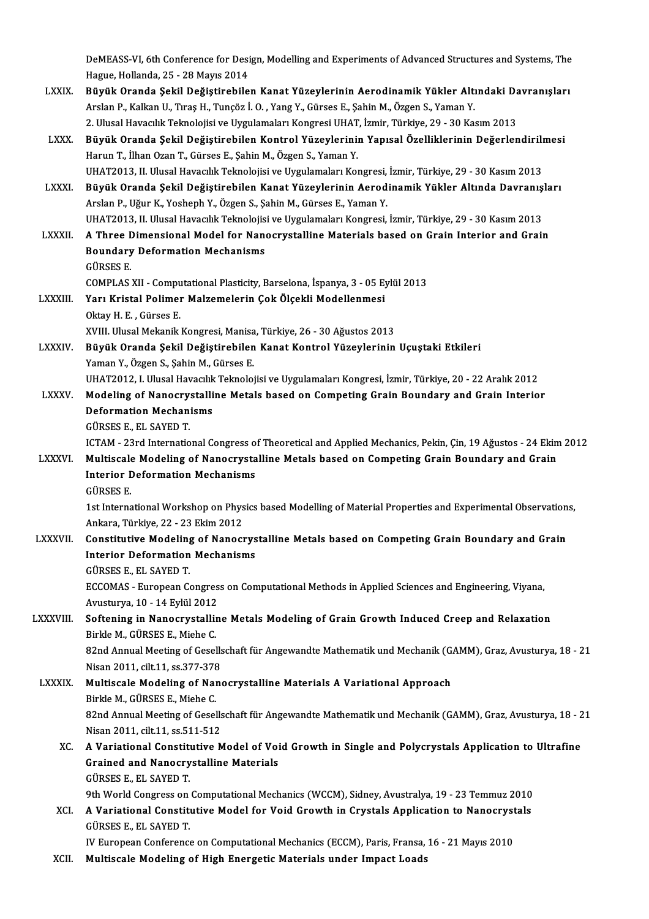DeMEASS-VI, 6th Conference for Design, Modelling and Experiments of Advanced Structures and Systems, The Hague, Hollanda, 25 - 28 Mayıs 2014

LXXIX. **Büyük Oranda Şekil Değiştirebilen Kanat Yüzeylerinin Aerodinamik Yükler Altındaki Davranışları**
Arslan P., Kalkan U., Tıraş H., Tunçöz İ. O. , Yang Y., Gürses E., Şahin M., Özgen S., Yaman Y.
2. Ulusal Havacılık Teknolojisi ve Uygulamaları Kongresi UHAT, İzmir, Türkiye, 29 - 30 Kasım 2013

LXXX. **Büyük Oranda Şekil Değiştirebilen Kontrol Yüzeylerinin Yapısal Özelliklerinin Değerlendirilmesi**
Harun T., İlhan Ozan T., Gürses E., Şahin M., Özgen S., Yaman Y.
UHAT2013, II. Ulusal Havacılık Teknolojisi ve Uygulamaları Kongresi, İzmir, Türkiye, 29 - 30 Kasım 2013

LXXXI. **Büyük Oranda Şekil Değiştirebilen Kanat Yüzeylerinin Aerodinamik Yükler Altında Davranışları**
Arslan P., Uğur K., Yosheph Y., Özgen S., Şahin M., Gürses E., Yaman Y.
UHAT2013, II. Ulusal Havacılık Teknolojisi ve Uygulamaları Kongresi, İzmir, Türkiye, 29 - 30 Kasım 2013

LXXXII. **A Three Dimensional Model for Nanocrystalline Materials based on Grain Interior and Grain Boundary Deformation Mechanisms**
GÜRSES E.
COMPLAS XII - Computational Plasticity, Barselona, İspanya, 3 - 05 Eylül 2013

LXXXIII. **Yarı Kristal Polimer Malzemelerin Çok Ölçekli Modellenmesi**
Oktay H. E. , Gürses E.
XVIII. Ulusal Mekanik Kongresi, Manisa, Türkiye, 26 - 30 Ağustos 2013

LXXXIV. **Büyük Oranda Şekil Değiştirebilen Kanat Kontrol Yüzeylerinin Uçuştaki Etkileri**
Yaman Y., Özgen S., Şahin M., Gürses E.
UHAT2012, I. Ulusal Havacılık Teknolojisi ve Uygulamaları Kongresi, İzmir, Türkiye, 20 - 22 Aralık 2012

LXXXV. **Modeling of Nanocrystalline Metals based on Competing Grain Boundary and Grain Interior Deformation Mechanisms**
GÜRSES E., EL SAYED T.
ICTAM - 23rd International Congress of Theoretical and Applied Mechanics, Pekin, Çin, 19 Ağustos - 24 Ekim 2012

LXXXVI. **Multiscale Modeling of Nanocrystalline Metals based on Competing Grain Boundary and Grain Interior Deformation Mechanisms**
GÜRSES E.
1st International Workshop on Physics based Modelling of Material Properties and Experimental Observations, Ankara, Türkiye, 22 - 23 Ekim 2012

LXXXVII. **Constitutive Modeling of Nanocrystalline Metals based on Competing Grain Boundary and Grain Interior Deformation Mechanisms**
GÜRSES E., EL SAYED T.
ECCOMAS - European Congress on Computational Methods in Applied Sciences and Engineering, Viyana, Avusturya, 10 - 14 Eylül 2012

LXXXVIII. **Softening in Nanocrystalline Metals Modeling of Grain Growth Induced Creep and Relaxation**
Birkle M., GÜRSES E., Miehe C.
82nd Annual Meeting of Gesellschaft für Angewandte Mathematik und Mechanik (GAMM), Graz, Avusturya, 18 - 21 Nisan 2011, cilt.11, ss.377-378

LXXXIX. **Multiscale Modeling of Nanocrystalline Materials A Variational Approach**
Birkle M., GÜRSES E., Miehe C.
82nd Annual Meeting of Gesellschaft für Angewandte Mathematik und Mechanik (GAMM), Graz, Avusturya, 18 - 21 Nisan 2011, cilt.11, ss.511-512

XC. **A Variational Constitutive Model of Void Growth in Single and Polycrystals Application to Ultrafine Grained and Nanocrystalline Materials**
GÜRSES E., EL SAYED T.
9th World Congress on Computational Mechanics (WCCM), Sidney, Avustralya, 19 - 23 Temmuz 2010

XCI. **A Variational Constitutive Model for Void Growth in Crystals Application to Nanocrystals**
GÜRSES E., EL SAYED T.
IV European Conference on Computational Mechanics (ECCM), Paris, Fransa, 16 - 21 Mayıs 2010

XCII. **Multiscale Modeling of High Energetic Materials under Impact Loads**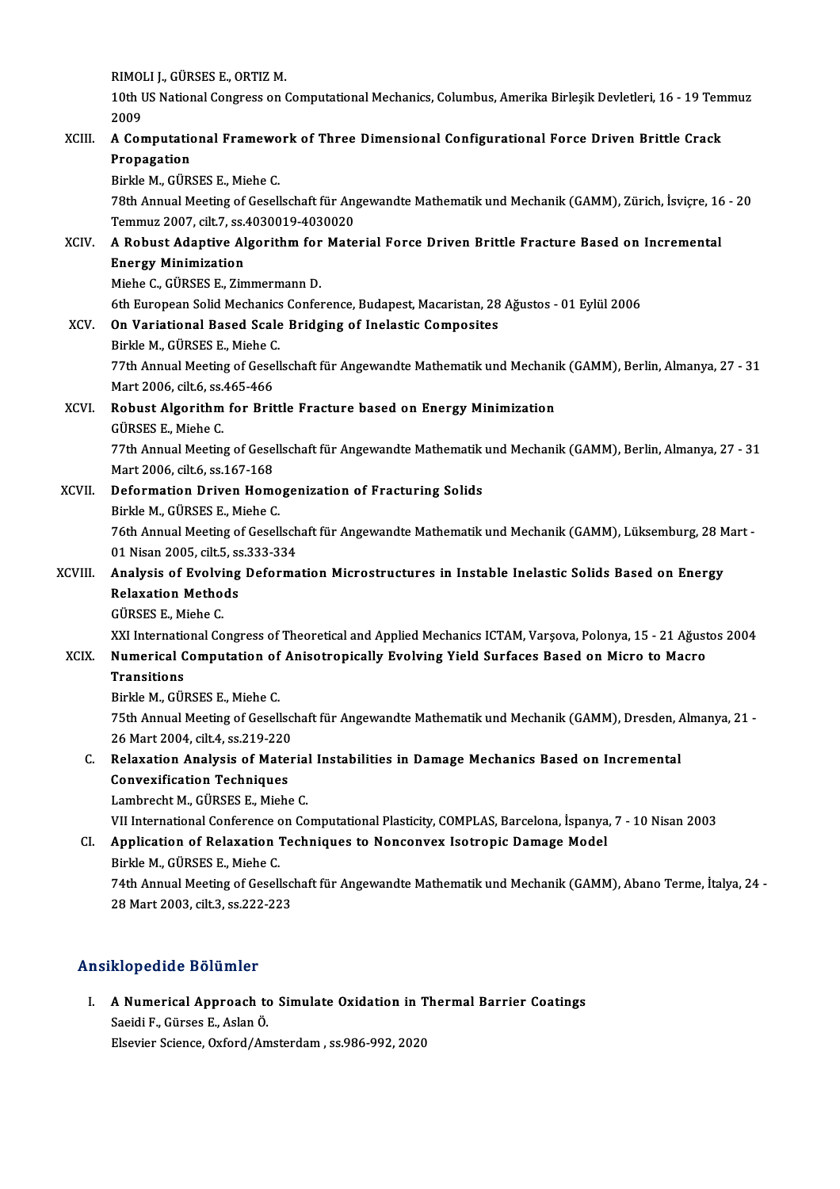RIMOLI J., GÜRSES E., ORTIZ M.
10th US National Congress on Computational Mechanics, Columbus, Amerika Birleşik Devletleri, 16 - 19 Temmuz 2009

XCIII. **A Computational Framework of Three Dimensional Configurational Force Driven Brittle Crack Propagation**
Birkle M., GÜRSES E., Miehe C.
78th Annual Meeting of Gesellschaft für Angewandte Mathematik und Mechanik (GAMM), Zürich, İsviçre, 16 - 20 Temmuz 2007, cilt.7, ss.4030019-4030020

XCIV. **A Robust Adaptive Algorithm for Material Force Driven Brittle Fracture Based on Incremental Energy Minimization**
Miehe C., GÜRSES E., Zimmermann D.
6th European Solid Mechanics Conference, Budapest, Macaristan, 28 Ağustos - 01 Eylül 2006

XCV. **On Variational Based Scale Bridging of Inelastic Composites**
Birkle M., GÜRSES E., Miehe C.
77th Annual Meeting of Gesellschaft für Angewandte Mathematik und Mechanik (GAMM), Berlin, Almanya, 27 - 31 Mart 2006, cilt.6, ss.465-466

XCVI. **Robust Algorithm for Brittle Fracture based on Energy Minimization**
GÜRSES E., Miehe C.
77th Annual Meeting of Gesellschaft für Angewandte Mathematik und Mechanik (GAMM), Berlin, Almanya, 27 - 31 Mart 2006, cilt.6, ss.167-168

XCVII. **Deformation Driven Homogenization of Fracturing Solids**
Birkle M., GÜRSES E., Miehe C.
76th Annual Meeting of Gesellschaft für Angewandte Mathematik und Mechanik (GAMM), Lüksemburg, 28 Mart - 01 Nisan 2005, cilt.5, ss.333-334

XCVIII. **Analysis of Evolving Deformation Microstructures in Instable Inelastic Solids Based on Energy Relaxation Methods**
GÜRSES E., Miehe C.
XXI International Congress of Theoretical and Applied Mechanics ICTAM, Varşova, Polonya, 15 - 21 Ağustos 2004

XCIX. **Numerical Computation of Anisotropically Evolving Yield Surfaces Based on Micro to Macro Transitions**
Birkle M., GÜRSES E., Miehe C.
75th Annual Meeting of Gesellschaft für Angewandte Mathematik und Mechanik (GAMM), Dresden, Almanya, 21 - 26 Mart 2004, cilt.4, ss.219-220

C. **Relaxation Analysis of Material Instabilities in Damage Mechanics Based on Incremental Convexification Techniques**
Lambrecht M., GÜRSES E., Miehe C.
VII International Conference on Computational Plasticity, COMPLAS, Barcelona, İspanya, 7 - 10 Nisan 2003

CI. **Application of Relaxation Techniques to Nonconvex Isotropic Damage Model**
Birkle M., GÜRSES E., Miehe C.
74th Annual Meeting of Gesellschaft für Angewandte Mathematik und Mechanik (GAMM), Abano Terme, İtalya, 24 - 28 Mart 2003, cilt.3, ss.222-223

## Ansiklopedide Bölümler

I. **A Numerical Approach to Simulate Oxidation in Thermal Barrier Coatings**
Saeidi F., Gürses E., Aslan Ö.
Elsevier Science, Oxford/Amsterdam , ss.986-992, 2020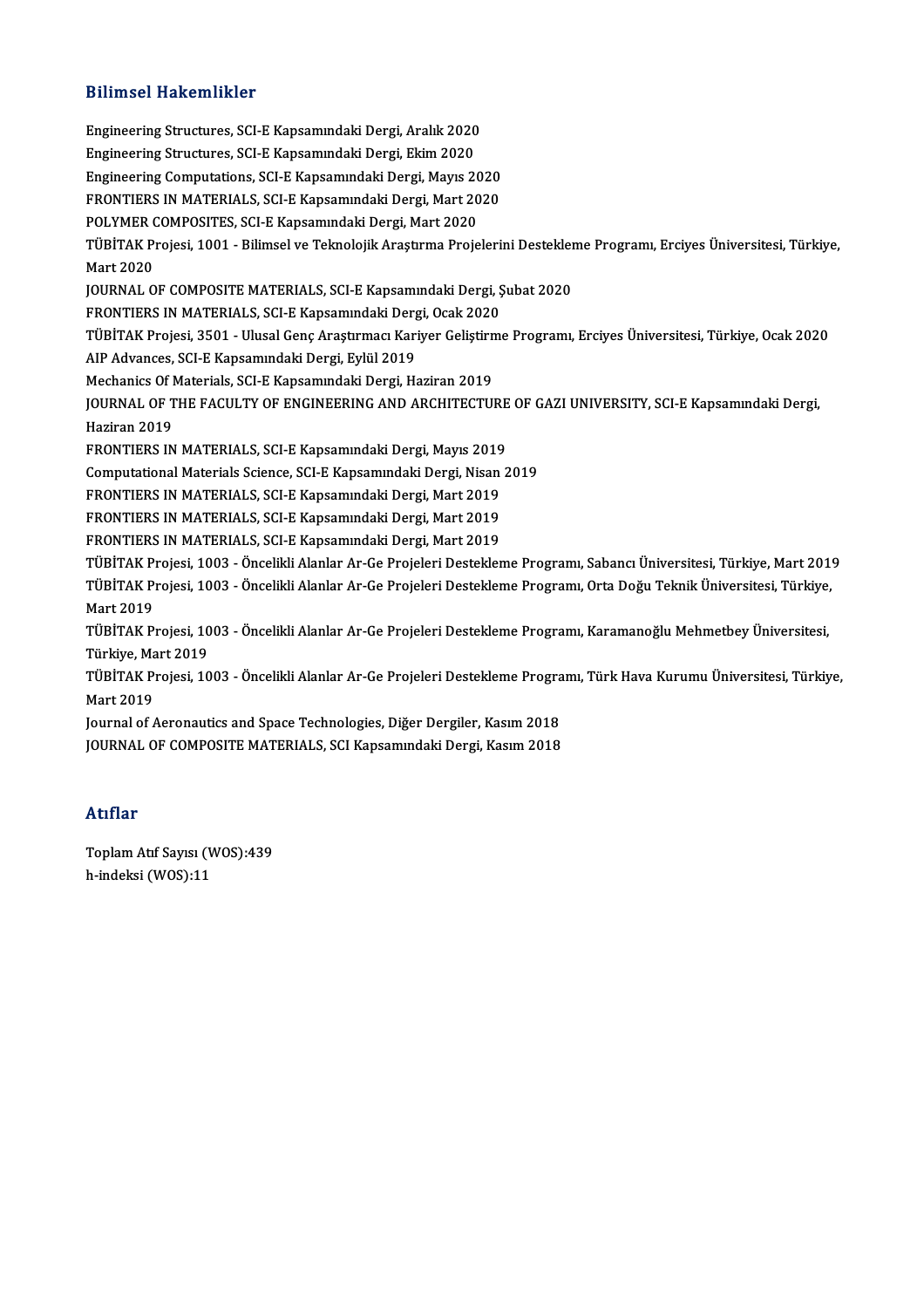## Bilimsel Hakemlikler

Engineering Structures, SCI-E Kapsamındaki Dergi, Aralık 2020
Engineering Structures, SCI-E Kapsamındaki Dergi, Ekim 2020
Engineering Computations, SCI-E Kapsamındaki Dergi, Mayıs 2020
FRONTIERS IN MATERIALS, SCI-E Kapsamındaki Dergi, Mart 2020
POLYMER COMPOSITES, SCI-E Kapsamındaki Dergi, Mart 2020
TÜBİTAK Projesi, 1001 - Bilimsel ve Teknolojik Araştırma Projelerini Destekleme Programı, Erciyes Üniversitesi, Türkiye, Mart 2020
JOURNAL OF COMPOSITE MATERIALS, SCI-E Kapsamındaki Dergi, Şubat 2020
FRONTIERS IN MATERIALS, SCI-E Kapsamındaki Dergi, Ocak 2020
TÜBİTAK Projesi, 3501 - Ulusal Genç Araştırmacı Kariyer Geliştirme Programı, Erciyes Üniversitesi, Türkiye, Ocak 2020
AIP Advances, SCI-E Kapsamındaki Dergi, Eylül 2019
Mechanics Of Materials, SCI-E Kapsamındaki Dergi, Haziran 2019
JOURNAL OF THE FACULTY OF ENGINEERING AND ARCHITECTURE OF GAZI UNIVERSITY, SCI-E Kapsamındaki Dergi, Haziran 2019
FRONTIERS IN MATERIALS, SCI-E Kapsamındaki Dergi, Mayıs 2019
Computational Materials Science, SCI-E Kapsamındaki Dergi, Nisan 2019
FRONTIERS IN MATERIALS, SCI-E Kapsamındaki Dergi, Mart 2019
FRONTIERS IN MATERIALS, SCI-E Kapsamındaki Dergi, Mart 2019
FRONTIERS IN MATERIALS, SCI-E Kapsamındaki Dergi, Mart 2019
TÜBİTAK Projesi, 1003 - Öncelikli Alanlar Ar-Ge Projeleri Destekleme Programı, Sabancı Üniversitesi, Türkiye, Mart 2019
TÜBİTAK Projesi, 1003 - Öncelikli Alanlar Ar-Ge Projeleri Destekleme Programı, Orta Doğu Teknik Üniversitesi, Türkiye, Mart 2019
TÜBİTAK Projesi, 1003 - Öncelikli Alanlar Ar-Ge Projeleri Destekleme Programı, Karamanoğlu Mehmetbey Üniversitesi, Türkiye, Mart 2019
TÜBİTAK Projesi, 1003 - Öncelikli Alanlar Ar-Ge Projeleri Destekleme Programı, Türk Hava Kurumu Üniversitesi, Türkiye, Mart 2019
Journal of Aeronautics and Space Technologies, Diğer Dergiler, Kasım 2018
JOURNAL OF COMPOSITE MATERIALS, SCI Kapsamındaki Dergi, Kasım 2018

## Atıflar

Toplam Atıf Sayısı (WOS):439
h-indeksi (WOS):11